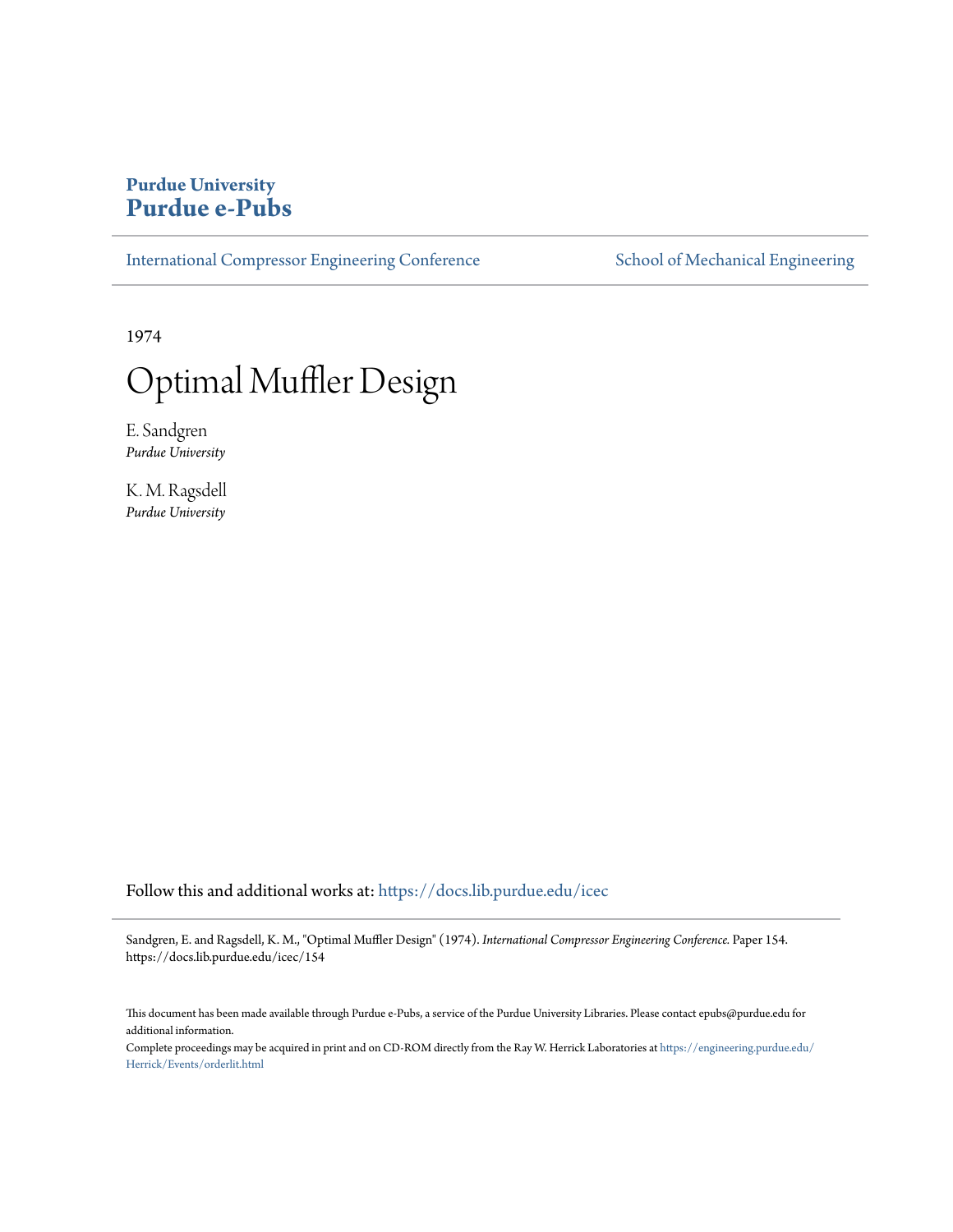**Purdue University**
# Purdue e-Pubs

International Compressor Engineering Conference | School of Mechanical Engineering

1974

# Optimal Muffler Design

E. Sandgren
*Purdue University*

K. M. Ragsdell
*Purdue University*

Follow this and additional works at: https://docs.lib.purdue.edu/icec

Sandgren, E. and Ragsdell, K. M., "Optimal Muffler Design" (1974). *International Compressor Engineering Conference.* Paper 154. https://docs.lib.purdue.edu/icec/154

This document has been made available through Purdue e-Pubs, a service of the Purdue University Libraries. Please contact epubs@purdue.edu for additional information.

Complete proceedings may be acquired in print and on CD-ROM directly from the Ray W. Herrick Laboratories at https://engineering.purdue.edu/Herrick/Events/orderlit.html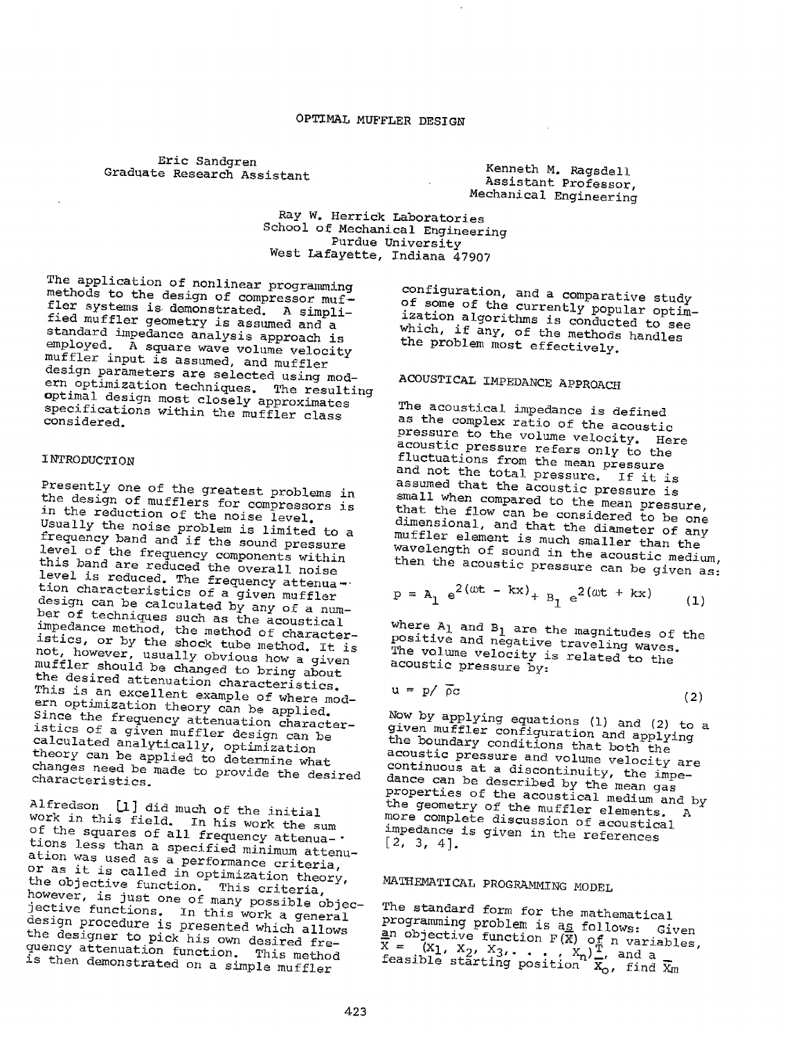# OPTIMAL MUFFLER DESIGN

Eric Sandgren
Graduate Research Assistant

Kenneth M. Ragsdell
Assistant Professor,
Mechanical Engineering

Ray W. Herrick Laboratories
School of Mechanical Engineering
Purdue University
West Lafayette, Indiana 47907

The application of nonlinear programming methods to the design of compressor muffler systems is demonstrated. A simplified muffler geometry is assumed and a standard impedance analysis approach is employed. A square wave volume velocity muffler input is assumed, and muffler design parameters are selected using modern optimization techniques. The resulting optimal design most closely approximates specifications within the muffler class considered.

## INTRODUCTION

Presently one of the greatest problems in the design of mufflers for compressors is in the reduction of the noise level. Usually the noise problem is limited to a frequency band and if the sound pressure level of the frequency components within this band are reduced the overall noise level is reduced. The frequency attenuation characteristics of a given muffler design can be calculated by any of a number of techniques such as the acoustical impedance method, the method of characteristics, or by the shock tube method. It is not, however, usually obvious how a given muffler should be changed to bring about the desired attenuation characteristics. This is an excellent example of where modern optimization theory can be applied. Since the frequency attenuation characteristics of a given muffler design can be calculated analytically, optimization theory can be applied to determine what changes need be made to provide the desired characteristics.

Alfredson [1] did much of the initial work in this field. In his work the sum of the squares of all frequency attenuations less than a specified minimum attenuation was used as a performance criteria, or as it is called in optimization theory, the objective function. This criteria, however, is just one of many possible objective functions. In this work a general design procedure is presented which allows the designer to pick his own desired frequency attenuation function. This method is then demonstrated on a simple muffler configuration, and a comparative study of some of the currently popular optimization algorithms is conducted to see which, if any, of the methods handles the problem most effectively.

## ACOUSTICAL IMPEDANCE APPROACH

The acoustical impedance is defined as the complex ratio of the acoustic pressure to the volume velocity. Here acoustic pressure refers only to the fluctuations from the mean pressure and not the total pressure. If it is assumed that the acoustic pressure is small when compared to the mean pressure, that the flow can be considered to be one dimensional, and that the diameter of any muffler element is much smaller than the wavelength of sound in the acoustic medium, then the acoustic pressure can be given as:

$$p = A_1\ e^{2(\omega t\ -\ kx)} + B_1\ e^{2(\omega t\ +\ kx)} \tag{1}$$

where $A_1$ and $B_1$ are the magnitudes of the positive and negative traveling waves. The volume velocity is related to the acoustic pressure by:

$$u = p/\ \overline{\rho} c \tag{2}$$

Now by applying equations (1) and (2) to a given muffler configuration and applying the boundary conditions that both the acoustic pressure and volume velocity are continuous at a discontinuity, the impedance can be described by the mean gas properties of the acoustical medium and by the geometry of the muffler elements. A more complete discussion of acoustical impedance is given in the references [2, 3, 4].

## MATHEMATICAL PROGRAMMING MODEL

The standard form for the mathematical programming problem is as follows: Given an objective function $F(\overline{X})$ of n variables, $\overline{X} = (X_1, X_2, X_3, \ldots, X_n)^T$, and a feasible starting position $\overline{X}_o$, find $\overline{X}_m$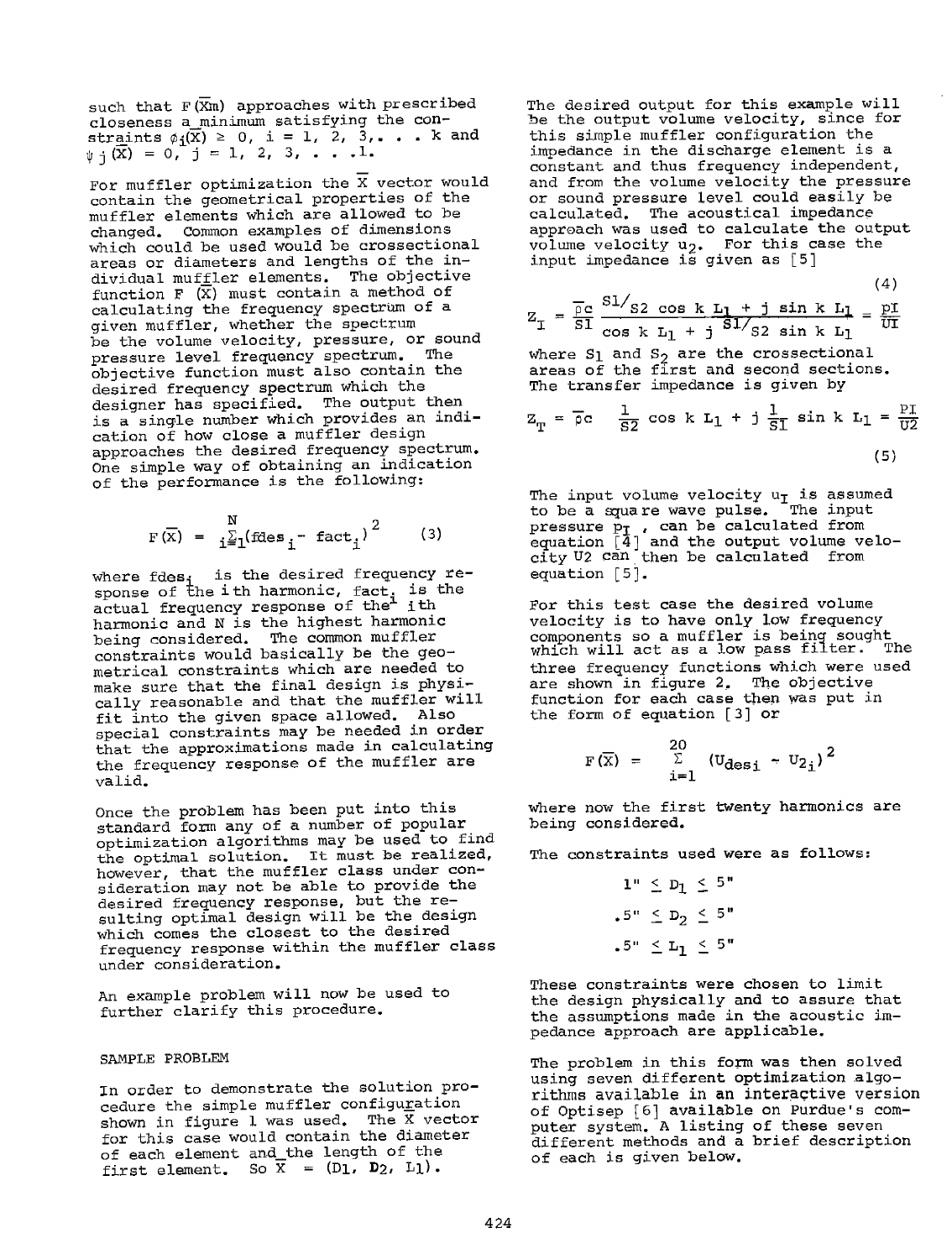such that $F(\overline{X}m)$ approaches with prescribed closeness a minimum satisfying the constraints $\phi_i(\overline{X}) \geq 0$, $i = 1, 2, 3, \ldots k$ and $\psi_j(\overline{X}) = 0$, $j = 1, 2, 3, \ldots l$.

For muffler optimization the $\overline{X}$ vector would contain the geometrical properties of the muffler elements which are allowed to be changed. Common examples of dimensions which could be used would be crossectional areas or diameters and lengths of the individual muffler elements. The objective function $F(\overline{X})$ must contain a method of calculating the frequency spectrum of a given muffler, whether the spectrum be the volume velocity, pressure, or sound pressure level frequency spectrum. The objective function must also contain the desired frequency spectrum which the designer has specified. The output then is a single number which provides an indication of how close a muffler design approaches the desired frequency spectrum. One simple way of obtaining an indication of the performance is the following:

$$F(\overline{X}) = \sum_{i=1}^{N} (\text{fdes}_i - \text{fact}_i)^2 \qquad (3)$$

where $\text{fdes}_i$ is the desired frequency response of the ith harmonic, $\text{fact}_i$ is the actual frequency response of the ith harmonic and N is the highest harmonic being considered. The common muffler constraints would basically be the geometrical constraints which are needed to make sure that the final design is physically reasonable and that the muffler will fit into the given space allowed. Also special constraints may be needed in order that the approximations made in calculating the frequency response of the muffler are valid.

Once the problem has been put into this standard form any of a number of popular optimization algorithms may be used to find the optimal solution. It must be realized, however, that the muffler class under consideration may not be able to provide the desired frequency response, but the resulting optimal design will be the design which comes the closest to the desired frequency response within the muffler class under consideration.

An example problem will now be used to further clarify this procedure.

## SAMPLE PROBLEM

In order to demonstrate the solution procedure the simple muffler configuration shown in figure 1 was used. The $\overline{X}$ vector for this case would contain the diameter of each element and the length of the first element. So $\overline{X} = (D_1, D_2, L_1)$.

The desired output for this example will be the output volume velocity, since for this simple muffler configuration the impedance in the discharge element is a constant and thus frequency independent, and from the volume velocity the pressure or sound pressure level could easily be calculated. The acoustical impedance approach was used to calculate the output volume velocity $u_2$. For this case the input impedance is given as [5]

$$Z_I = \frac{\overline{\rho}c}{S1} \frac{S1/S2 \cos k L_1 + j \sin k L_1}{\cos k L_1 + j\, S1/S2 \sin k L_1} = \frac{pI}{UI} \qquad (4)$$

where $S_1$ and $S_2$ are the crossectional areas of the first and second sections. The transfer impedance is given by

$$Z_T = \overline{\rho}c \quad \frac{1}{S2} \cos k L_1 + j \frac{1}{S1} \sin k L_1 = \frac{pI}{U2} \qquad (5)$$

The input volume velocity $u_I$ is assumed to be a square wave pulse. The input pressure $p_I$, can be calculated from equation [4] and the output volume velocity U2 can then be calculated from equation [5].

For this test case the desired volume velocity is to have only low frequency components so a muffler is being sought which will act as a low pass filter. The three frequency functions which were used are shown in figure 2. The objective function for each case then was put in the form of equation [3] or

$$F(\overline{X}) = \sum_{i=1}^{20} (U_{des_i} - U_{2_i})^2$$

where now the first twenty harmonics are being considered.

The constraints used were as follows:

$$1" \leq D_1 \leq 5"$$

$$.5" \leq D_2 \leq 5"$$

$$.5" \leq L_1 \leq 5"$$

These constraints were chosen to limit the design physically and to assure that the assumptions made in the acoustic impedance approach are applicable.

The problem in this form was then solved using seven different optimization algorithms available in an interactive version of Optisep [6] available on Purdue's computer system. A listing of these seven different methods and a brief description of each is given below.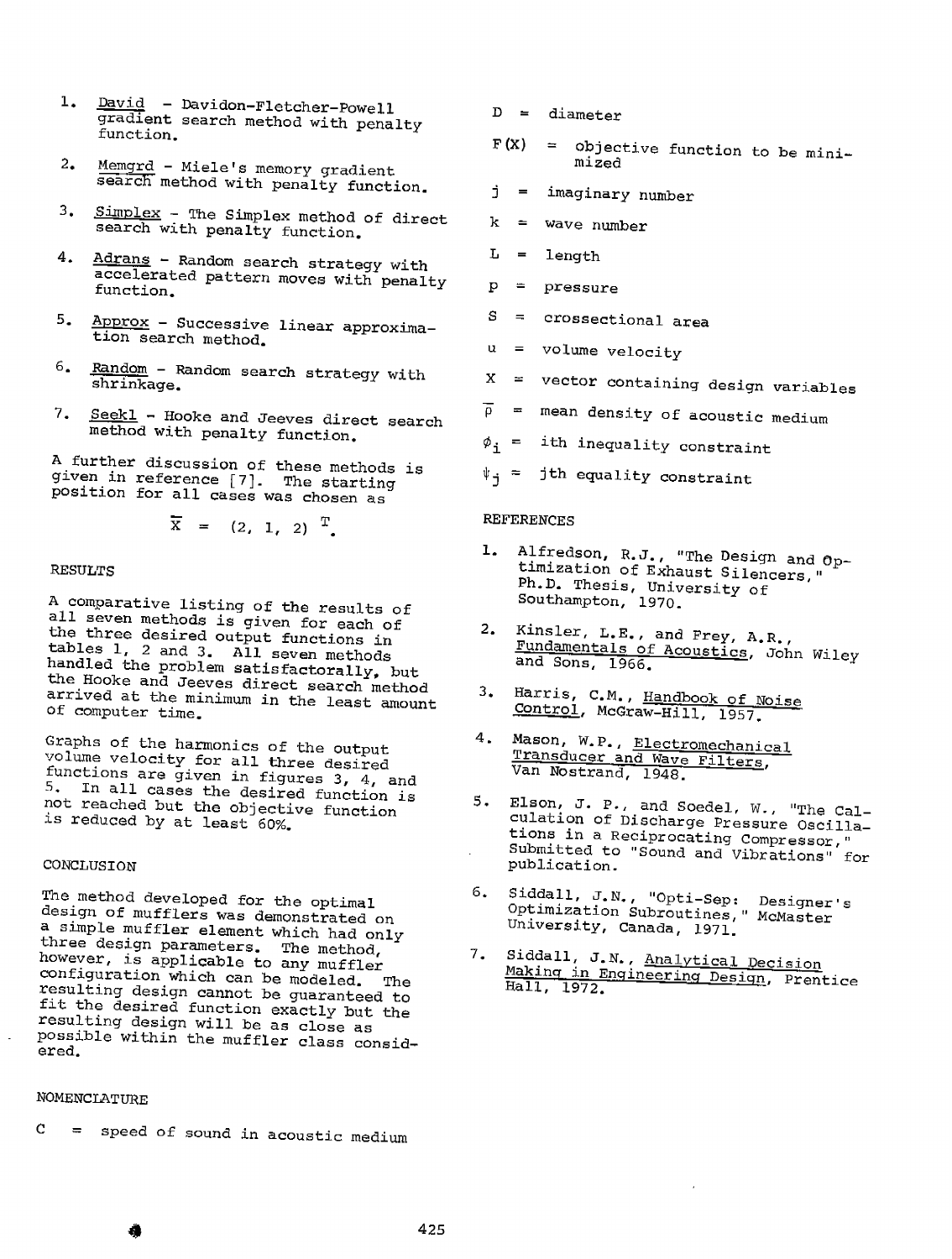1. David - Davidon-Fletcher-Powell gradient search method with penalty function.

2. Memgrd - Miele's memory gradient search method with penalty function.

3. Simplex - The Simplex method of direct search with penalty function.

4. Adrans - Random search strategy with accelerated pattern moves with penalty function.

5. Approx - Successive linear approximation search method.

6. Random - Random search strategy with shrinkage.

7. Seekl - Hooke and Jeeves direct search method with penalty function.

A further discussion of these methods is given in reference [7]. The starting position for all cases was chosen as

$$\bar{X} = (2, 1, 2)^T.$$

## RESULTS

A comparative listing of the results of all seven methods is given for each of the three desired output functions in tables 1, 2 and 3. All seven methods handled the problem satisfactorally, but the Hooke and Jeeves direct search method arrived at the minimum in the least amount of computer time.

Graphs of the harmonics of the output volume velocity for all three desired functions are given in figures 3, 4, and 5. In all cases the desired function is not reached but the objective function is reduced by at least 60%.

## CONCLUSION

The method developed for the optimal design of mufflers was demonstrated on a simple muffler element which had only three design parameters. The method, however, is applicable to any muffler configuration which can be modeled. The resulting design cannot be guaranteed to fit the desired function exactly but the resulting design will be as close as possible within the muffler class considered.

## NOMENCLATURE

$C$ = speed of sound in acoustic medium

$D$ = diameter

$F(X)$ = objective function to be minimized

$j$ = imaginary number

$k$ = wave number

$L$ = length

$p$ = pressure

$S$ = crossectional area

$u$ = volume velocity

$X$ = vector containing design variables

$\bar{\rho}$ = mean density of acoustic medium

$\phi_i$ = ith inequality constraint

$\psi_j$ = jth equality constraint

## REFERENCES

1. Alfredson, R.J., "The Design and Optimization of Exhaust Silencers," Ph.D. Thesis, University of Southampton, 1970.

2. Kinsler, L.E., and Frey, A.R., Fundamentals of Acoustics, John Wiley and Sons, 1966.

3. Harris, C.M., Handbook of Noise Control, McGraw-Hill, 1957.

4. Mason, W.P., Electromechanical Transducer and Wave Filters, Van Nostrand, 1948.

5. Elson, J. P., and Soedel, W., "The Calculation of Discharge Pressure Oscillations in a Reciprocating Compressor," Submitted to "Sound and Vibrations" for publication.

6. Siddall, J.N., "Opti-Sep: Designer's Optimization Subroutines," McMaster University, Canada, 1971.

7. Siddall, J.N., Analytical Decision Making in Engineering Design, Prentice Hall, 1972.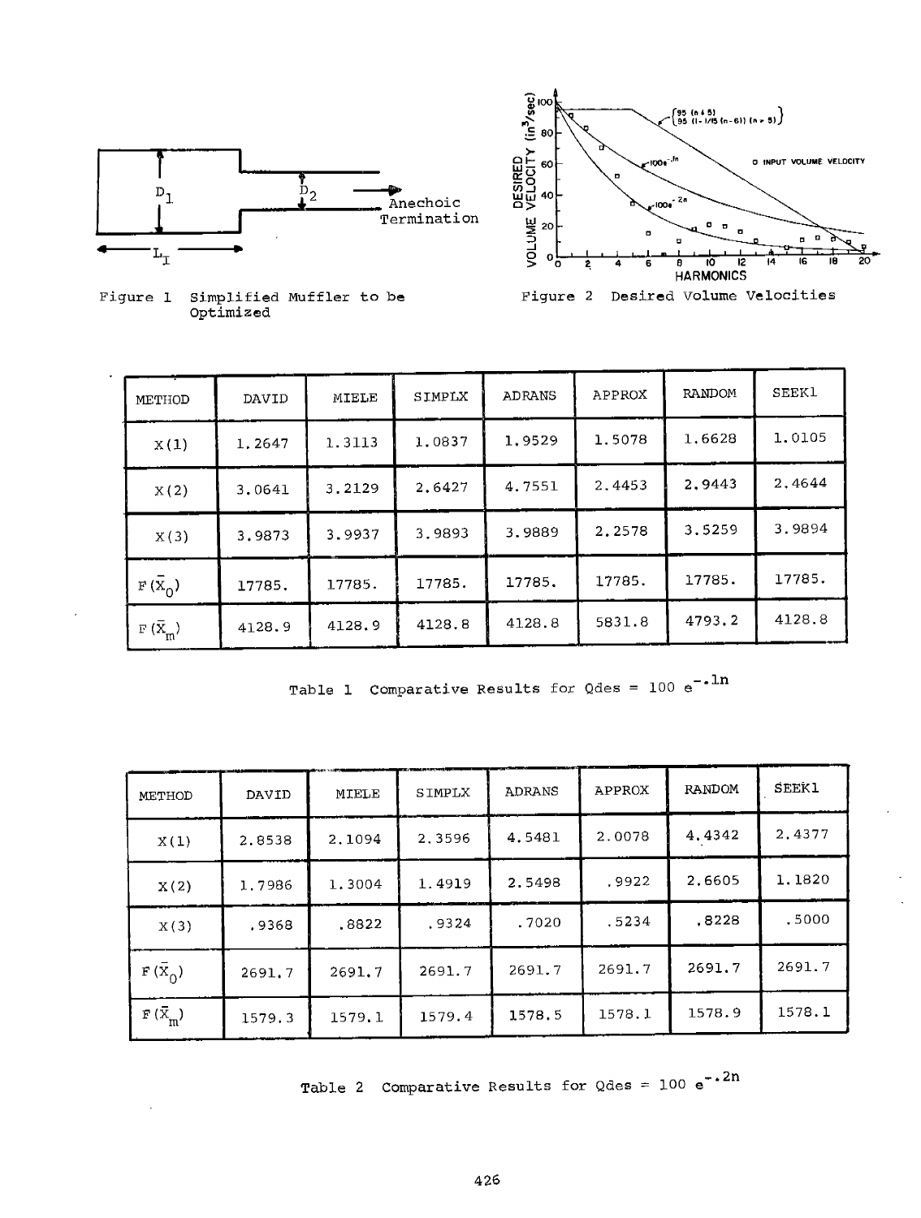Figure 1 Simplified Muffler to be Optimized

Figure 2 Desired Volume Velocities

| METHOD | DAVID | MIELE | SIMPLX | ADRANS | APPROX | RANDOM | SEEK1 |
|---|---|---|---|---|---|---|---|
| X(1) | 1.2647 | 1.3113 | 1.0837 | 1.9529 | 1.5078 | 1.6628 | 1.0105 |
| X(2) | 3.0641 | 3.2129 | 2.6427 | 4.7551 | 2.4453 | 2.9443 | 2.4644 |
| X(3) | 3.9873 | 3.9937 | 3.9893 | 3.9889 | 2.2578 | 3.5259 | 3.9894 |
| $F(\bar{X}_0)$ | 17785. | 17785. | 17785. | 17785. | 17785. | 17785. | 17785. |
| $F(\bar{X}_m)$ | 4128.9 | 4128.9 | 4128.8 | 4128.8 | 5831.8 | 4793.2 | 4128.8 |

Table 1 Comparative Results for Qdes = $100\ e^{-.1n}$

| METHOD | DAVID | MIELE | SIMPLX | ADRANS | APPROX | RANDOM | SEEK1 |
|---|---|---|---|---|---|---|---|
| X(1) | 2.8538 | 2.1094 | 2.3596 | 4.5481 | 2.0078 | 4.4342 | 2.4377 |
| X(2) | 1.7986 | 1.3004 | 1.4919 | 2.5498 | .9922 | 2.6605 | 1.1820 |
| X(3) | .9368 | .8822 | .9324 | .7020 | .5234 | .8228 | .5000 |
| $F(\bar{X}_0)$ | 2691.7 | 2691.7 | 2691.7 | 2691.7 | 2691.7 | 2691.7 | 2691.7 |
| $F(\bar{X}_m)$ | 1579.3 | 1579.1 | 1579.4 | 1578.5 | 1578.1 | 1578.9 | 1578.1 |

Table 2 Comparative Results for Qdes = $100\ e^{-.2n}$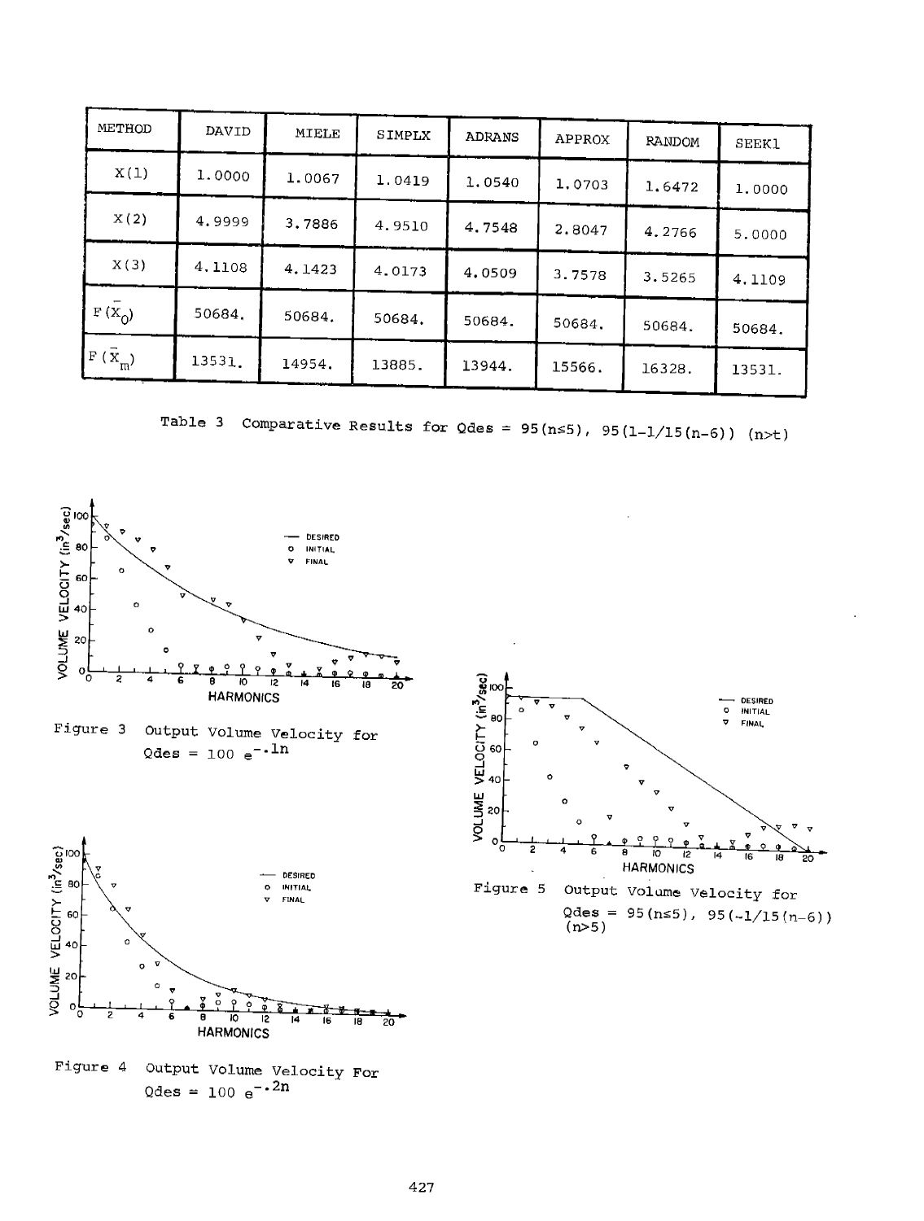| METHOD | DAVID | MIELE | SIMPLX | ADRANS | APPROX | RANDOM | SEEK1 |
|---|---|---|---|---|---|---|---|
| X(1) | 1.0000 | 1.0067 | 1.0419 | 1.0540 | 1.0703 | 1.6472 | 1.0000 |
| X(2) | 4.9999 | 3.7886 | 4.9510 | 4.7548 | 2.8047 | 4.2766 | 5.0000 |
| X(3) | 4.1108 | 4.1423 | 4.0173 | 4.0509 | 3.7578 | 3.5265 | 4.1109 |
| $F(\bar{X}_0)$ | 50684. | 50684. | 50684. | 50684. | 50684. | 50684. | 50684. |
| $F(\bar{X}_m)$ | 13531. | 14954. | 13885. | 13944. | 15566. | 16328. | 13531. |

Table 3 Comparative Results for Qdes = 95(n≤5), 95(1-1/15(n-6)) (n>t)

Figure 3 Output Volume Velocity for Qdes = $100\ e^{-.1n}$

Figure 4 Output Volume Velocity For Qdes = $100\ e^{-.2n}$

Figure 5 Output Volume Velocity for Qdes = 95(n≤5), 95(-1/15(n-6)) (n>5)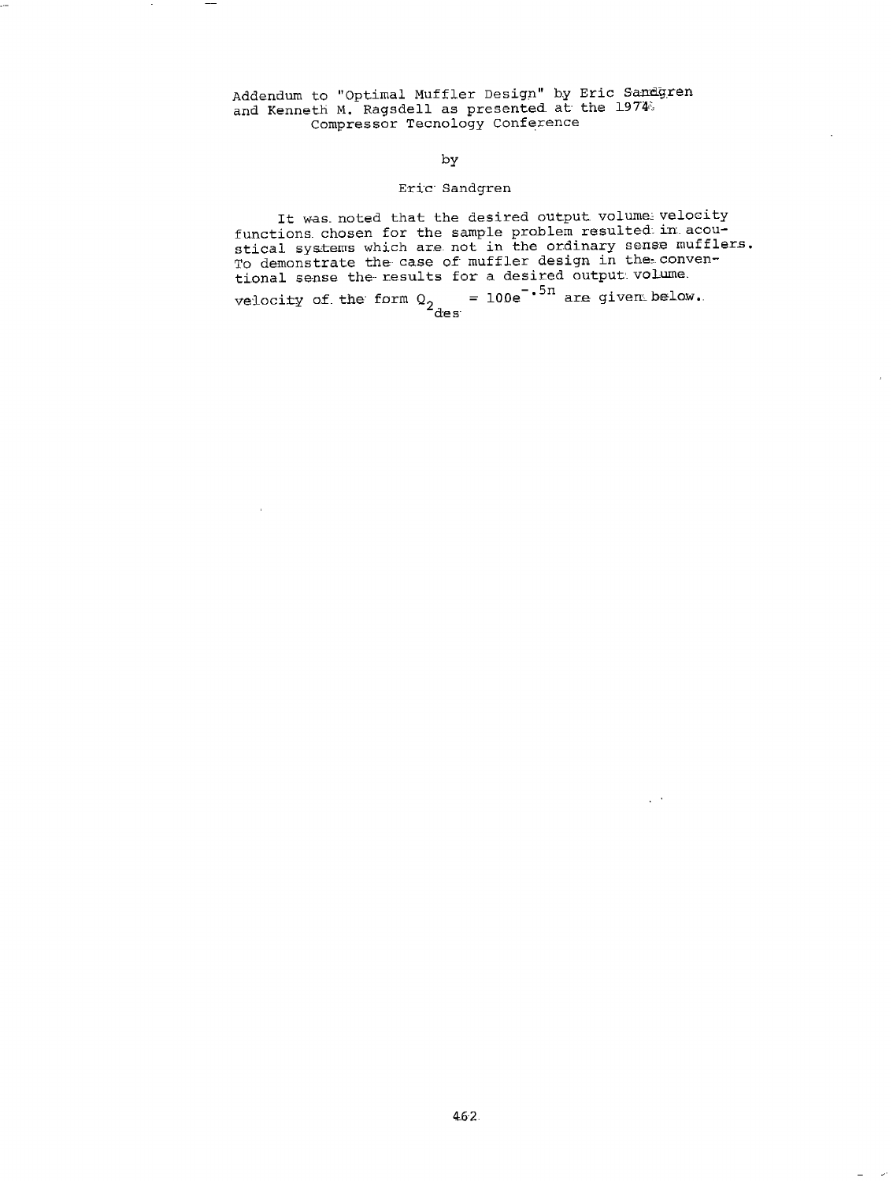Addendum to "Optimal Muffler Design" by Eric Sandgren and Kenneth M. Ragsdell as presented at the 1974 Compressor Tecnology Conference

by

Eric Sandgren

It was noted that the desired output volume velocity functions chosen for the sample problem resulted in acoustical systems which are not in the ordinary sense mufflers. To demonstrate the case of muffler design in the conventional sense the results for a desired output volume velocity of the form $Q_{2_{des}} = 100e^{-.5n}$ are given below.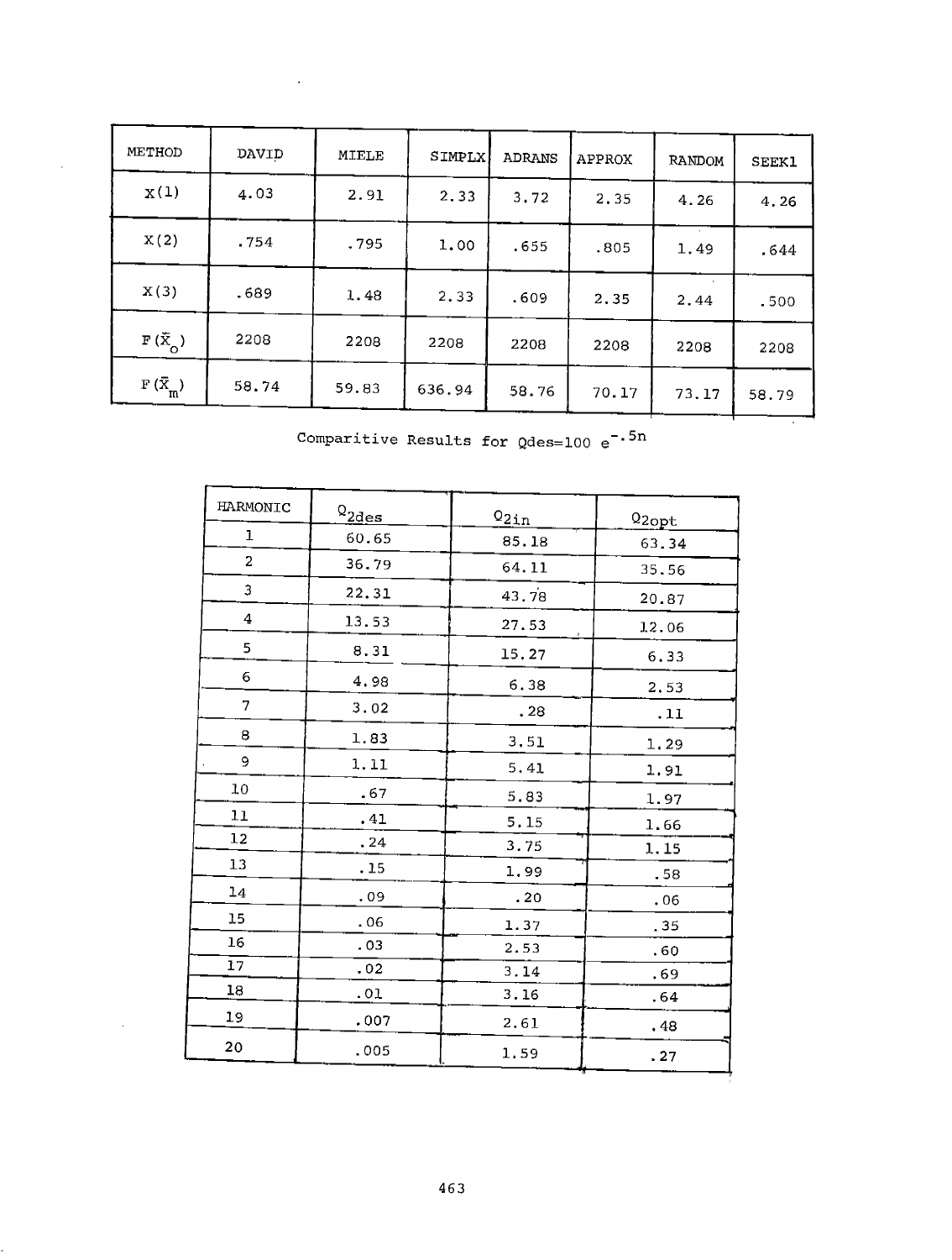| METHOD | DAVID | MIELE | SIMPLX | ADRANS | APPROX | RANDOM | SEEK1 |
|---|---|---|---|---|---|---|---|
| X(1) | 4.03 | 2.91 | 2.33 | 3.72 | 2.35 | 4.26 | 4.26 |
| X(2) | .754 | .795 | 1.00 | .655 | .805 | 1.49 | .644 |
| X(3) | .689 | 1.48 | 2.33 | .609 | 2.35 | 2.44 | .500 |
| $F(\bar{X}_o)$ | 2208 | 2208 | 2208 | 2208 | 2208 | 2208 | 2208 |
| $F(\bar{X}_m)$ | 58.74 | 59.83 | 636.94 | 58.76 | 70.17 | 73.17 | 58.79 |

Comparitive Results for $Qdes=100\ e^{-.5n}$

| HARMONIC | $Q_{2des}$ | $Q_{2in}$ | $Q_{2opt}$ |
|---|---|---|---|
| 1 | 60.65 | 85.18 | 63.34 |
| 2 | 36.79 | 64.11 | 35.56 |
| 3 | 22.31 | 43.78 | 20.87 |
| 4 | 13.53 | 27.53 | 12.06 |
| 5 | 8.31 | 15.27 | 6.33 |
| 6 | 4.98 | 6.38 | 2.53 |
| 7 | 3.02 | .28 | .11 |
| 8 | 1.83 | 3.51 | 1.29 |
| 9 | 1.11 | 5.41 | 1.91 |
| 10 | .67 | 5.83 | 1.97 |
| 11 | .41 | 5.15 | 1.66 |
| 12 | .24 | 3.75 | 1.15 |
| 13 | .15 | 1.99 | .58 |
| 14 | .09 | .20 | .06 |
| 15 | .06 | 1.37 | .35 |
| 16 | .03 | 2.53 | .60 |
| 17 | .02 | 3.14 | .69 |
| 18 | .01 | 3.16 | .64 |
| 19 | .007 | 2.61 | .48 |
| 20 | .005 | 1.59 | .27 |